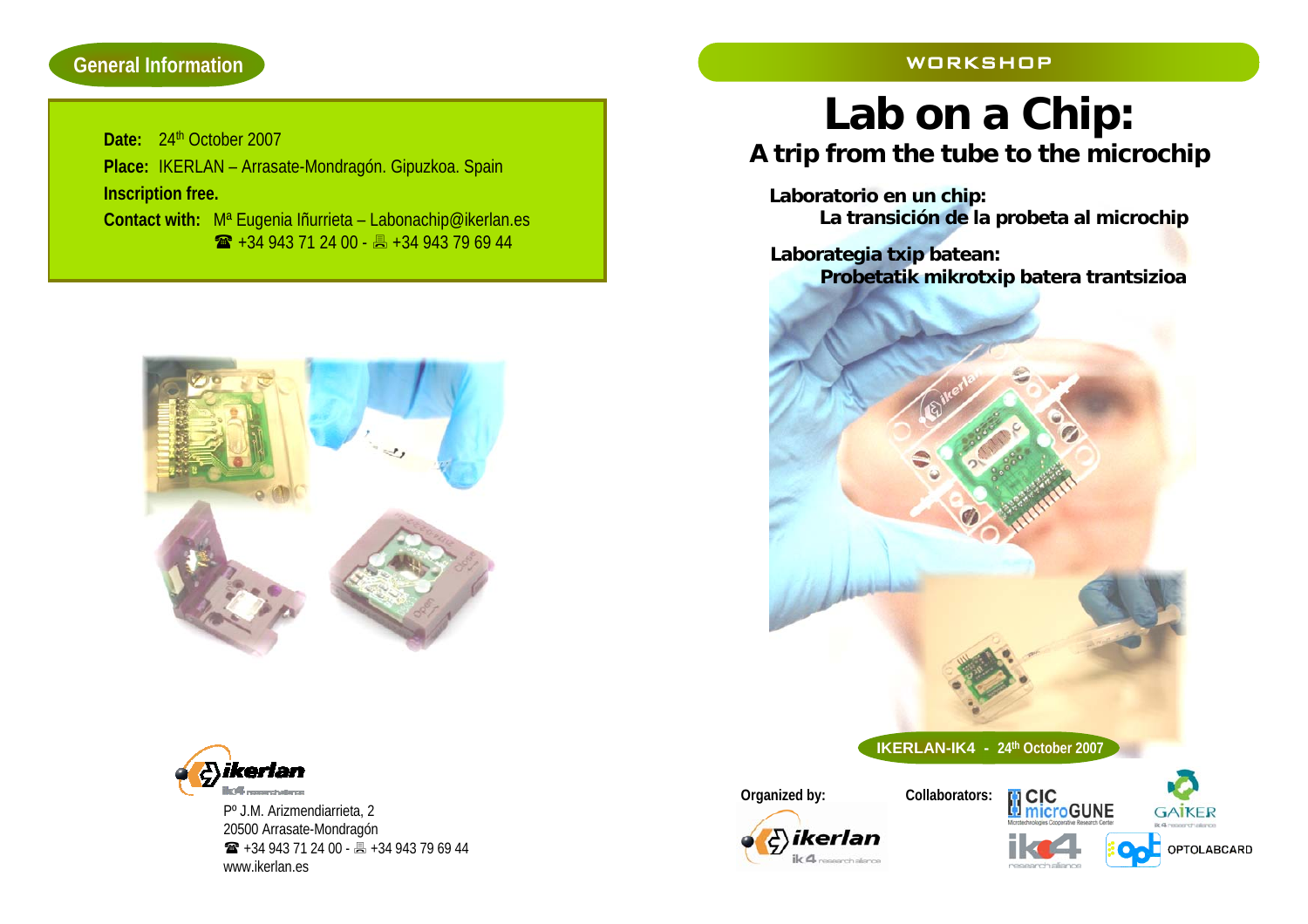## General Information

**Date:** 24th October 2007

**Place:** IKERLAN – Arrasate-Mondragón. Gipuzkoa. Spain

**Inscription free.**

**Contact with:** Mª Eugenia Iñurrieta – Labonachip@ikerlan.es

☎ +34 943 71 24 00 - 🖷 +34 943 79 69 44

ikerlan
ik4 research alliance

Pº J.M. Arizmendiarrieta, 2
20500 Arrasate-Mondragón
☎ +34 943 71 24 00 - 🖷 +34 943 79 69 44
www.ikerlan.es

WORKSHOP

# Lab on a Chip:

## A trip from the tube to the microchip

**Laboratorio en un chip:**
**La transición de la probeta al microchip**

**Laborategia txip batean:**
**Probetatik mikrotxip batera trantsizioa**

**IKERLAN-IK4 - 24th October 2007**

**Organized by:** ikerlan ik4 research alliance

**Collaborators:** CIC microGUNE (Microtechnologies Cooperative Research Center), GAIKER ik4 research alliance, ik4 research alliance, OPTOLABCARD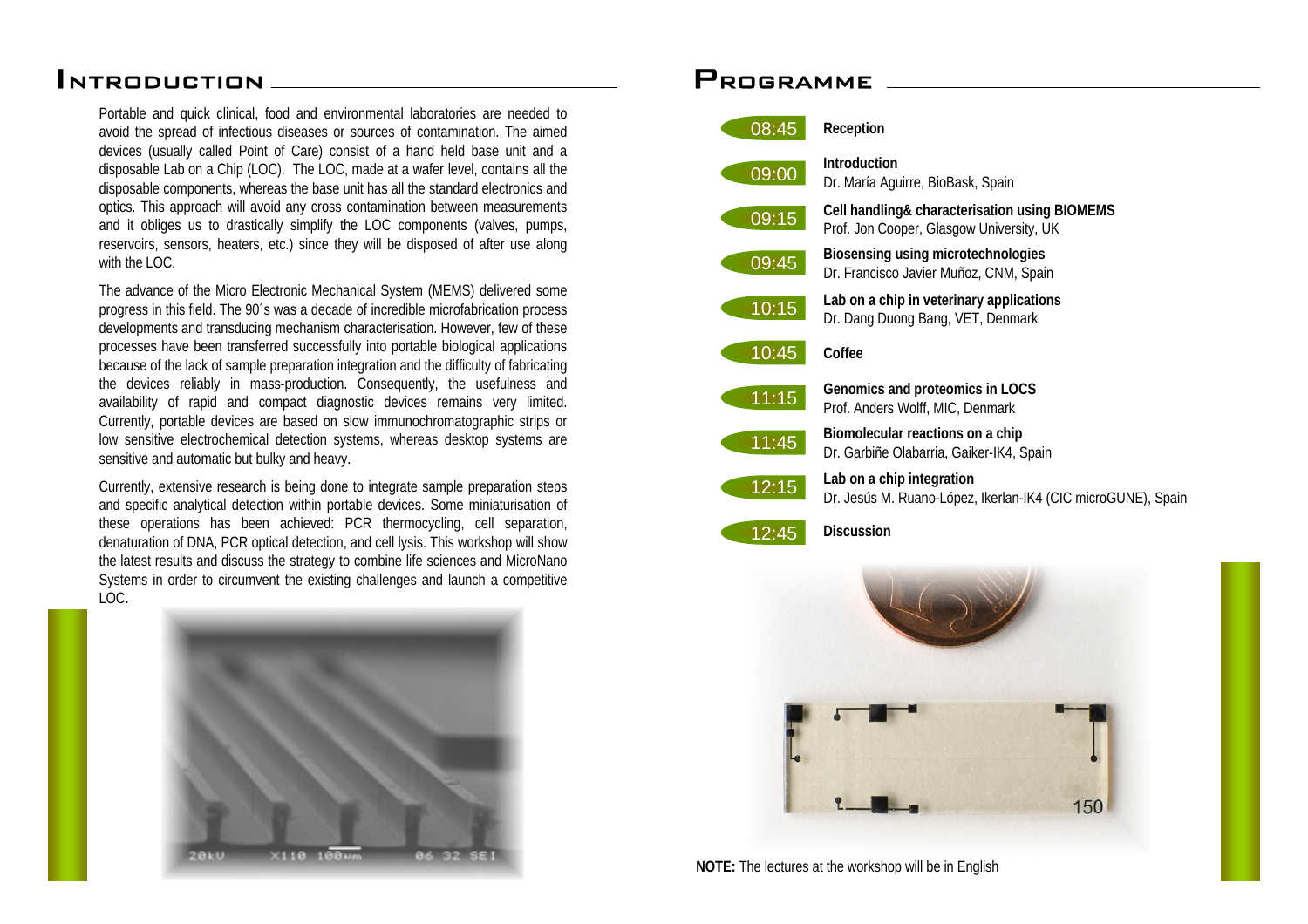# Introduction

Portable and quick clinical, food and environmental laboratories are needed to avoid the spread of infectious diseases or sources of contamination. The aimed devices (usually called Point of Care) consist of a hand held base unit and a disposable Lab on a Chip (LOC). The LOC, made at a wafer level, contains all the disposable components, whereas the base unit has all the standard electronics and optics. This approach will avoid any cross contamination between measurements and it obliges us to drastically simplify the LOC components (valves, pumps, reservoirs, sensors, heaters, etc.) since they will be disposed of after use along with the LOC.

The advance of the Micro Electronic Mechanical System (MEMS) delivered some progress in this field. The 90´s was a decade of incredible microfabrication process developments and transducing mechanism characterisation. However, few of these processes have been transferred successfully into portable biological applications because of the lack of sample preparation integration and the difficulty of fabricating the devices reliably in mass-production. Consequently, the usefulness and availability of rapid and compact diagnostic devices remains very limited. Currently, portable devices are based on slow immunochromatographic strips or low sensitive electrochemical detection systems, whereas desktop systems are sensitive and automatic but bulky and heavy.

Currently, extensive research is being done to integrate sample preparation steps and specific analytical detection within portable devices. Some miniaturisation of these operations has been achieved: PCR thermocycling, cell separation, denaturation of DNA, PCR optical detection, and cell lysis. This workshop will show the latest results and discuss the strategy to combine life sciences and MicroNano Systems in order to circumvent the existing challenges and launch a competitive LOC.

# Programme

| | |
|---|---|
| 08:45 | **Reception** |
| 09:00 | **Introduction**<br>Dr. María Aguirre, BioBask, Spain |
| 09:15 | **Cell handling& characterisation using BIOMEMS**<br>Prof. Jon Cooper, Glasgow University, UK |
| 09:45 | **Biosensing using microtechnologies**<br>Dr. Francisco Javier Muñoz, CNM, Spain |
| 10:15 | **Lab on a chip in veterinary applications**<br>Dr. Dang Duong Bang, VET, Denmark |
| 10:45 | **Coffee** |
| 11:15 | **Genomics and proteomics in LOCS**<br>Prof. Anders Wolff, MIC, Denmark |
| 11:45 | **Biomolecular reactions on a chip**<br>Dr. Garbiñe Olabarria, Gaiker-IK4, Spain |
| 12:15 | **Lab on a chip integration**<br>Dr. Jesús M. Ruano-López, Ikerlan-IK4 (CIC microGUNE), Spain |
| 12:45 | **Discussion** |

**NOTE:** The lectures at the workshop will be in English